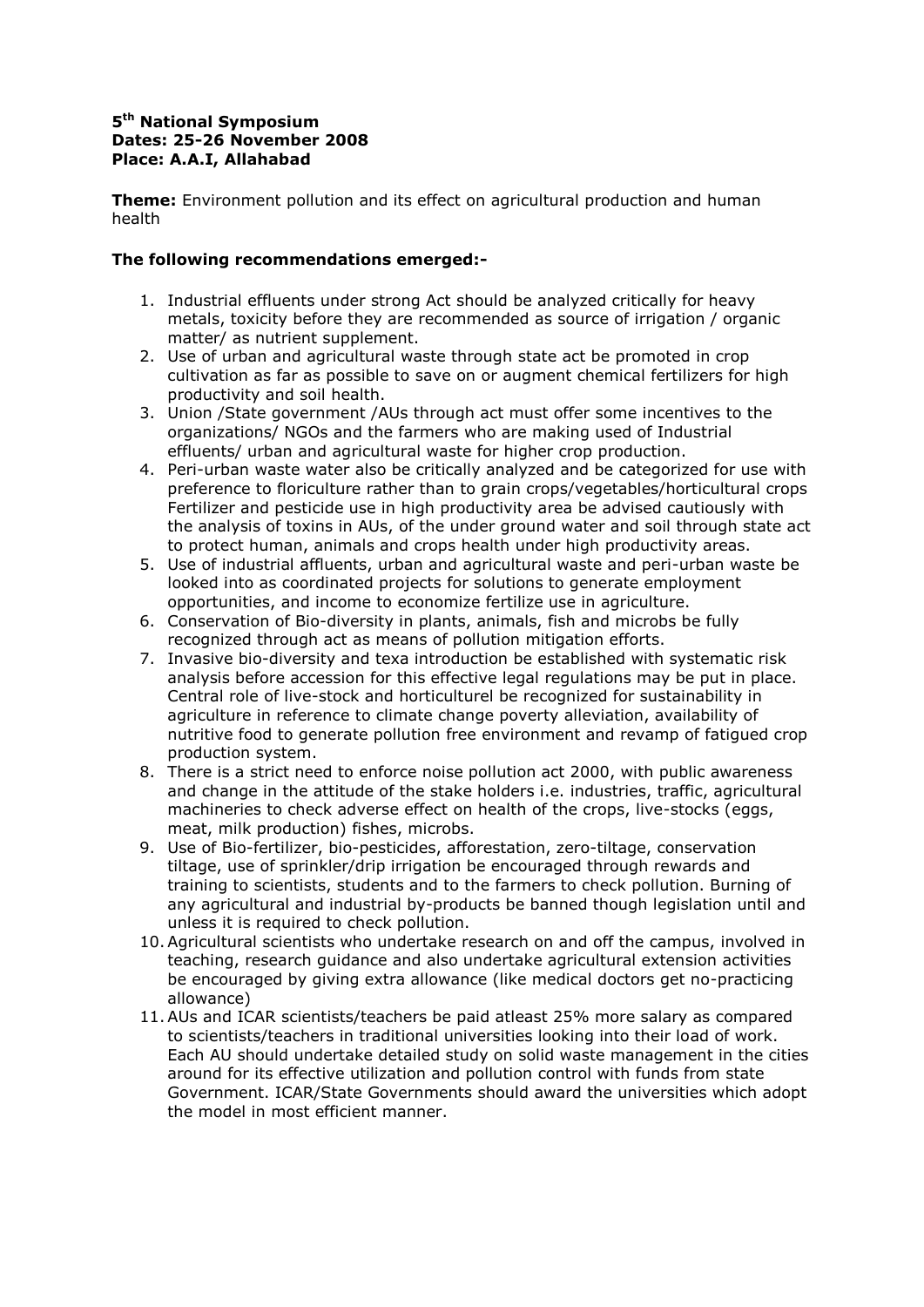**5th National Symposium**
**Dates: 25-26 November 2008**
**Place: A.A.I, Allahabad**

**Theme:** Environment pollution and its effect on agricultural production and human health

**The following recommendations emerged:-**

1. Industrial effluents under strong Act should be analyzed critically for heavy metals, toxicity before they are recommended as source of irrigation / organic matter/ as nutrient supplement.
2. Use of urban and agricultural waste through state act be promoted in crop cultivation as far as possible to save on or augment chemical fertilizers for high productivity and soil health.
3. Union /State government /AUs through act must offer some incentives to the organizations/ NGOs and the farmers who are making used of Industrial effluents/ urban and agricultural waste for higher crop production.
4. Peri-urban waste water also be critically analyzed and be categorized for use with preference to floriculture rather than to grain crops/vegetables/horticultural crops Fertilizer and pesticide use in high productivity area be advised cautiously with the analysis of toxins in AUs, of the under ground water and soil through state act to protect human, animals and crops health under high productivity areas.
5. Use of industrial affluents, urban and agricultural waste and peri-urban waste be looked into as coordinated projects for solutions to generate employment opportunities, and income to economize fertilize use in agriculture.
6. Conservation of Bio-diversity in plants, animals, fish and microbs be fully recognized through act as means of pollution mitigation efforts.
7. Invasive bio-diversity and texa introduction be established with systematic risk analysis before accession for this effective legal regulations may be put in place. Central role of live-stock and horticulturel be recognized for sustainability in agriculture in reference to climate change poverty alleviation, availability of nutritive food to generate pollution free environment and revamp of fatigued crop production system.
8. There is a strict need to enforce noise pollution act 2000, with public awareness and change in the attitude of the stake holders i.e. industries, traffic, agricultural machineries to check adverse effect on health of the crops, live-stocks (eggs, meat, milk production) fishes, microbs.
9. Use of Bio-fertilizer, bio-pesticides, afforestation, zero-tiltage, conservation tiltage, use of sprinkler/drip irrigation be encouraged through rewards and training to scientists, students and to the farmers to check pollution. Burning of any agricultural and industrial by-products be banned though legislation until and unless it is required to check pollution.
10. Agricultural scientists who undertake research on and off the campus, involved in teaching, research guidance and also undertake agricultural extension activities be encouraged by giving extra allowance (like medical doctors get no-practicing allowance)
11. AUs and ICAR scientists/teachers be paid atleast 25% more salary as compared to scientists/teachers in traditional universities looking into their load of work. Each AU should undertake detailed study on solid waste management in the cities around for its effective utilization and pollution control with funds from state Government. ICAR/State Governments should award the universities which adopt the model in most efficient manner.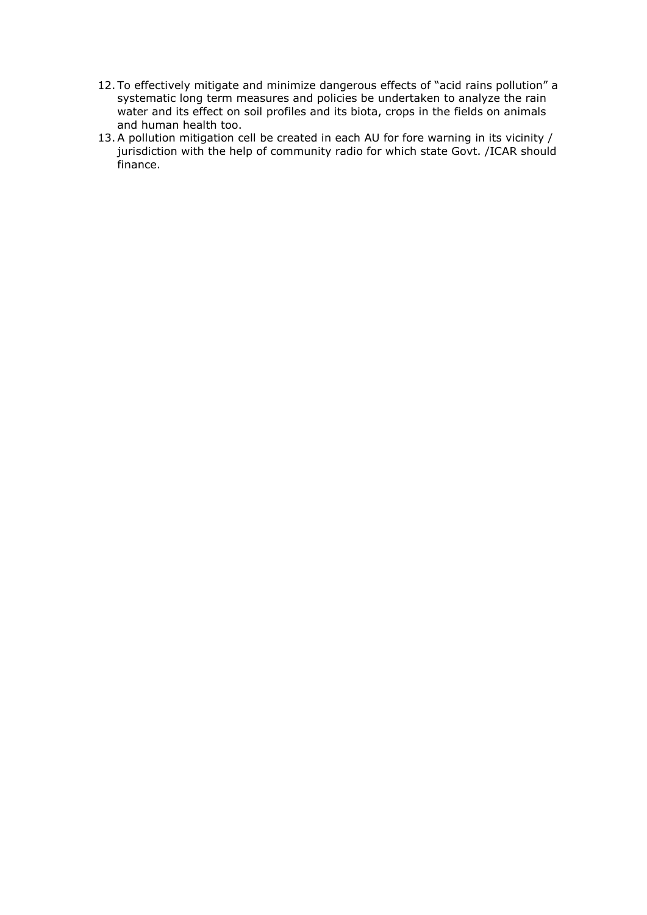12. To effectively mitigate and minimize dangerous effects of "acid rains pollution" a systematic long term measures and policies be undertaken to analyze the rain water and its effect on soil profiles and its biota, crops in the fields on animals and human health too.
13. A pollution mitigation cell be created in each AU for fore warning in its vicinity / jurisdiction with the help of community radio for which state Govt. /ICAR should finance.